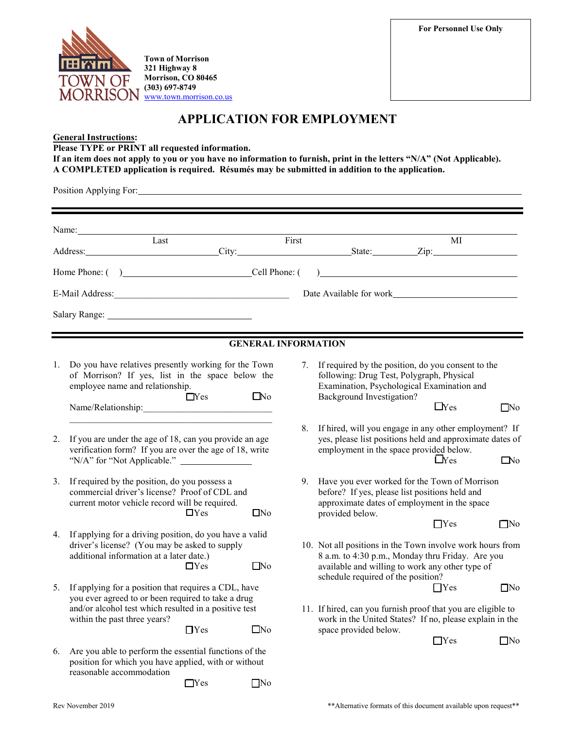Town of Morrison
321 Highway 8
Morrison, CO 80465
(303) 697-8749
www.town.morrison.co.us

**For Personnel Use Only**

# APPLICATION FOR EMPLOYMENT

**General Instructions:**
**Please TYPE or PRINT all requested information.**
**If an item does not apply to you or you have no information to furnish, print in the letters "N/A" (Not Applicable).**
**A COMPLETED application is required. Résumés may be submitted in addition to the application.**

Position Applying For: ______________________________

Name: ______________________________
Last First MI

Address: ______________ City: ______________ State: ________ Zip: ____________

Home Phone: ( ) ______________ Cell Phone: ( ) ______________

E-Mail Address: ______________ Date Available for work ______________

Salary Range: ______________

## GENERAL INFORMATION

1. Do you have relatives presently working for the Town of Morrison? If yes, list in the space below the employee name and relationship.
   ☐Yes ☐No
   Name/Relationship: ______________________________

2. If you are under the age of 18, can you provide an age verification form? If you are over the age of 18, write "N/A" for "Not Applicable." ____________

3. If required by the position, do you possess a commercial driver's license? Proof of CDL and current motor vehicle record will be required.
   ☐Yes ☐No

4. If applying for a driving position, do you have a valid driver's license? (You may be asked to supply additional information at a later date.)
   ☐Yes ☐No

5. If applying for a position that requires a CDL, have you ever agreed to or been required to take a drug and/or alcohol test which resulted in a positive test within the past three years?
   ☐Yes ☐No

6. Are you able to perform the essential functions of the position for which you have applied, with or without reasonable accommodation
   ☐Yes ☐No

7. If required by the position, do you consent to the following: Drug Test, Polygraph, Physical Examination, Psychological Examination and Background Investigation?
   ☐Yes ☐No

8. If hired, will you engage in any other employment? If yes, please list positions held and approximate dates of employment in the space provided below.
   ☐Yes ☐No

9. Have you ever worked for the Town of Morrison before? If yes, please list positions held and approximate dates of employment in the space provided below.
   ☐Yes ☐No

10. Not all positions in the Town involve work hours from 8 a.m. to 4:30 p.m., Monday thru Friday. Are you available and willing to work any other type of schedule required of the position?
    ☐Yes ☐No

11. If hired, can you furnish proof that you are eligible to work in the United States? If no, please explain in the space provided below.
    ☐Yes ☐No

Rev November 2019

**Alternative formats of this document available upon request**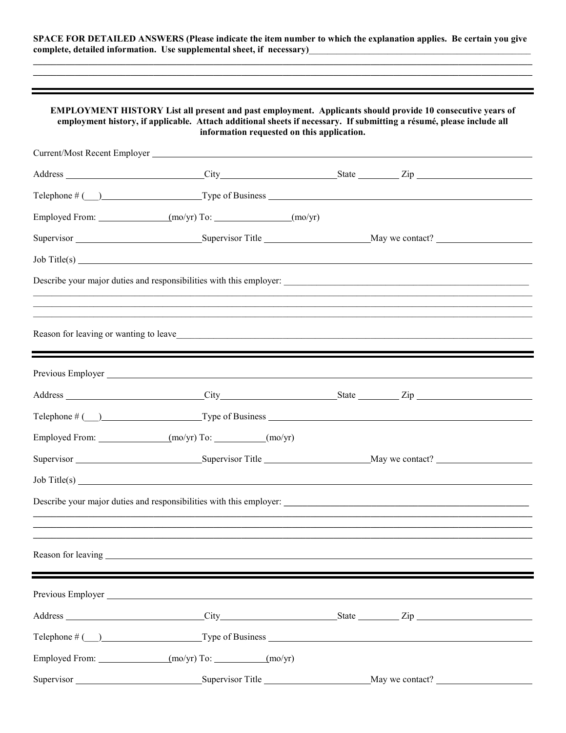**SPACE FOR DETAILED ANSWERS (Please indicate the item number to which the explanation applies. Be certain you give complete, detailed information. Use supplemental sheet, if necessary)**\_\_\_\_\_\_\_\_\_\_\_\_\_\_\_\_\_\_\_\_\_\_\_\_\_\_\_\_\_\_\_\_\_\_\_\_\_\_\_\_\_\_\_\_

\_\_\_\_\_\_\_\_\_\_\_\_\_\_\_\_\_\_\_\_\_\_\_\_\_\_\_\_\_\_\_\_\_\_\_\_\_\_\_\_\_\_\_\_\_\_\_\_\_\_\_\_\_\_\_\_\_\_\_\_\_\_\_\_\_\_\_\_\_\_\_\_\_\_\_\_\_\_\_\_\_\_\_\_

\_\_\_\_\_\_\_\_\_\_\_\_\_\_\_\_\_\_\_\_\_\_\_\_\_\_\_\_\_\_\_\_\_\_\_\_\_\_\_\_\_\_\_\_\_\_\_\_\_\_\_\_\_\_\_\_\_\_\_\_\_\_\_\_\_\_\_\_\_\_\_\_\_\_\_\_\_\_\_\_\_\_\_\_

---

**EMPLOYMENT HISTORY List all present and past employment. Applicants should provide 10 consecutive years of employment history, if applicable. Attach additional sheets if necessary. If submitting a résumé, please include all information requested on this application.**

Current/Most Recent Employer \_\_\_\_\_\_\_\_\_\_\_\_\_\_\_\_\_\_\_\_\_\_\_\_\_\_\_\_\_\_\_\_\_\_\_\_\_\_\_\_\_\_\_\_\_\_\_\_

Address \_\_\_\_\_\_\_\_\_\_\_\_\_\_\_\_\_\_ City \_\_\_\_\_\_\_\_\_\_\_\_\_\_\_\_\_\_ State \_\_\_\_\_\_ Zip \_\_\_\_\_\_\_\_\_\_\_\_\_\_

Telephone # (\_\_\_) \_\_\_\_\_\_\_\_\_\_\_\_\_\_ Type of Business \_\_\_\_\_\_\_\_\_\_\_\_\_\_\_\_\_\_\_\_\_\_\_\_\_\_\_\_\_\_\_\_

Employed From: \_\_\_\_\_\_\_\_\_\_ (mo/yr) To: \_\_\_\_\_\_\_\_\_\_\_ (mo/yr)

Supervisor \_\_\_\_\_\_\_\_\_\_\_\_\_\_\_\_\_\_ Supervisor Title \_\_\_\_\_\_\_\_\_\_\_\_\_\_\_ May we contact? \_\_\_\_\_\_\_\_\_\_\_\_\_\_

Job Title(s) \_\_\_\_\_\_\_\_\_\_\_\_\_\_\_\_\_\_\_\_\_\_\_\_\_\_\_\_\_\_\_\_\_\_\_\_\_\_\_\_\_\_\_\_\_\_\_\_\_\_\_\_\_\_\_\_\_\_\_\_\_\_\_\_

Describe your major duties and responsibilities with this employer: \_\_\_\_\_\_\_\_\_\_\_\_\_\_\_\_\_\_\_\_\_\_\_\_\_\_\_\_\_\_\_\_\_\_\_\_

\_\_\_\_\_\_\_\_\_\_\_\_\_\_\_\_\_\_\_\_\_\_\_\_\_\_\_\_\_\_\_\_\_\_\_\_\_\_\_\_\_\_\_\_\_\_\_\_\_\_\_\_\_\_\_\_\_\_\_\_\_\_\_\_\_\_\_\_\_\_\_\_\_\_\_\_\_\_\_\_\_\_\_\_

\_\_\_\_\_\_\_\_\_\_\_\_\_\_\_\_\_\_\_\_\_\_\_\_\_\_\_\_\_\_\_\_\_\_\_\_\_\_\_\_\_\_\_\_\_\_\_\_\_\_\_\_\_\_\_\_\_\_\_\_\_\_\_\_\_\_\_\_\_\_\_\_\_\_\_\_\_\_\_\_\_\_\_\_

\_\_\_\_\_\_\_\_\_\_\_\_\_\_\_\_\_\_\_\_\_\_\_\_\_\_\_\_\_\_\_\_\_\_\_\_\_\_\_\_\_\_\_\_\_\_\_\_\_\_\_\_\_\_\_\_\_\_\_\_\_\_\_\_\_\_\_\_\_\_\_\_\_\_\_\_\_\_\_\_\_\_\_\_

Reason for leaving or wanting to leave \_\_\_\_\_\_\_\_\_\_\_\_\_\_\_\_\_\_\_\_\_\_\_\_\_\_\_\_\_\_\_\_\_\_\_\_\_\_\_\_\_\_\_\_\_\_\_\_\_

---

Previous Employer \_\_\_\_\_\_\_\_\_\_\_\_\_\_\_\_\_\_\_\_\_\_\_\_\_\_\_\_\_\_\_\_\_\_\_\_\_\_\_\_\_\_\_\_\_\_\_\_\_\_\_\_\_\_\_\_\_\_\_\_

Address \_\_\_\_\_\_\_\_\_\_\_\_\_\_\_\_\_\_ City \_\_\_\_\_\_\_\_\_\_\_\_\_\_\_\_\_\_ State \_\_\_\_\_\_ Zip \_\_\_\_\_\_\_\_\_\_\_\_\_\_

Telephone # (\_\_\_) \_\_\_\_\_\_\_\_\_\_\_\_\_\_ Type of Business \_\_\_\_\_\_\_\_\_\_\_\_\_\_\_\_\_\_\_\_\_\_\_\_\_\_\_\_\_\_\_\_

Employed From: \_\_\_\_\_\_\_\_\_\_ (mo/yr) To: \_\_\_\_\_\_\_\_ (mo/yr)

Supervisor \_\_\_\_\_\_\_\_\_\_\_\_\_\_\_\_\_\_ Supervisor Title \_\_\_\_\_\_\_\_\_\_\_\_\_\_\_ May we contact? \_\_\_\_\_\_\_\_\_\_\_\_\_\_

Job Title(s) \_\_\_\_\_\_\_\_\_\_\_\_\_\_\_\_\_\_\_\_\_\_\_\_\_\_\_\_\_\_\_\_\_\_\_\_\_\_\_\_\_\_\_\_\_\_\_\_\_\_\_\_\_\_\_\_\_\_\_\_\_\_\_\_

Describe your major duties and responsibilities with this employer: \_\_\_\_\_\_\_\_\_\_\_\_\_\_\_\_\_\_\_\_\_\_\_\_\_\_\_\_\_\_\_\_\_\_\_\_

\_\_\_\_\_\_\_\_\_\_\_\_\_\_\_\_\_\_\_\_\_\_\_\_\_\_\_\_\_\_\_\_\_\_\_\_\_\_\_\_\_\_\_\_\_\_\_\_\_\_\_\_\_\_\_\_\_\_\_\_\_\_\_\_\_\_\_\_\_\_\_\_\_\_\_\_\_\_\_\_\_\_\_\_

\_\_\_\_\_\_\_\_\_\_\_\_\_\_\_\_\_\_\_\_\_\_\_\_\_\_\_\_\_\_\_\_\_\_\_\_\_\_\_\_\_\_\_\_\_\_\_\_\_\_\_\_\_\_\_\_\_\_\_\_\_\_\_\_\_\_\_\_\_\_\_\_\_\_\_\_\_\_\_\_\_\_\_\_

\_\_\_\_\_\_\_\_\_\_\_\_\_\_\_\_\_\_\_\_\_\_\_\_\_\_\_\_\_\_\_\_\_\_\_\_\_\_\_\_\_\_\_\_\_\_\_\_\_\_\_\_\_\_\_\_\_\_\_\_\_\_\_\_\_\_\_\_\_\_\_\_\_\_\_\_\_\_\_\_\_\_\_\_

Reason for leaving \_\_\_\_\_\_\_\_\_\_\_\_\_\_\_\_\_\_\_\_\_\_\_\_\_\_\_\_\_\_\_\_\_\_\_\_\_\_\_\_\_\_\_\_\_\_\_\_\_\_\_\_\_\_\_\_\_\_\_\_\_\_\_

---

Previous Employer \_\_\_\_\_\_\_\_\_\_\_\_\_\_\_\_\_\_\_\_\_\_\_\_\_\_\_\_\_\_\_\_\_\_\_\_\_\_\_\_\_\_\_\_\_\_\_\_\_\_\_\_\_\_\_\_\_\_\_\_

Address \_\_\_\_\_\_\_\_\_\_\_\_\_\_\_\_\_\_ City \_\_\_\_\_\_\_\_\_\_\_\_\_\_\_\_\_\_ State \_\_\_\_\_\_ Zip \_\_\_\_\_\_\_\_\_\_\_\_\_\_

Telephone # (\_\_\_) \_\_\_\_\_\_\_\_\_\_\_\_\_\_ Type of Business \_\_\_\_\_\_\_\_\_\_\_\_\_\_\_\_\_\_\_\_\_\_\_\_\_\_\_\_\_\_\_\_

Employed From: \_\_\_\_\_\_\_\_\_\_ (mo/yr) To: \_\_\_\_\_\_\_\_ (mo/yr)

Supervisor \_\_\_\_\_\_\_\_\_\_\_\_\_\_\_\_\_\_ Supervisor Title \_\_\_\_\_\_\_\_\_\_\_\_\_\_\_ May we contact? \_\_\_\_\_\_\_\_\_\_\_\_\_\_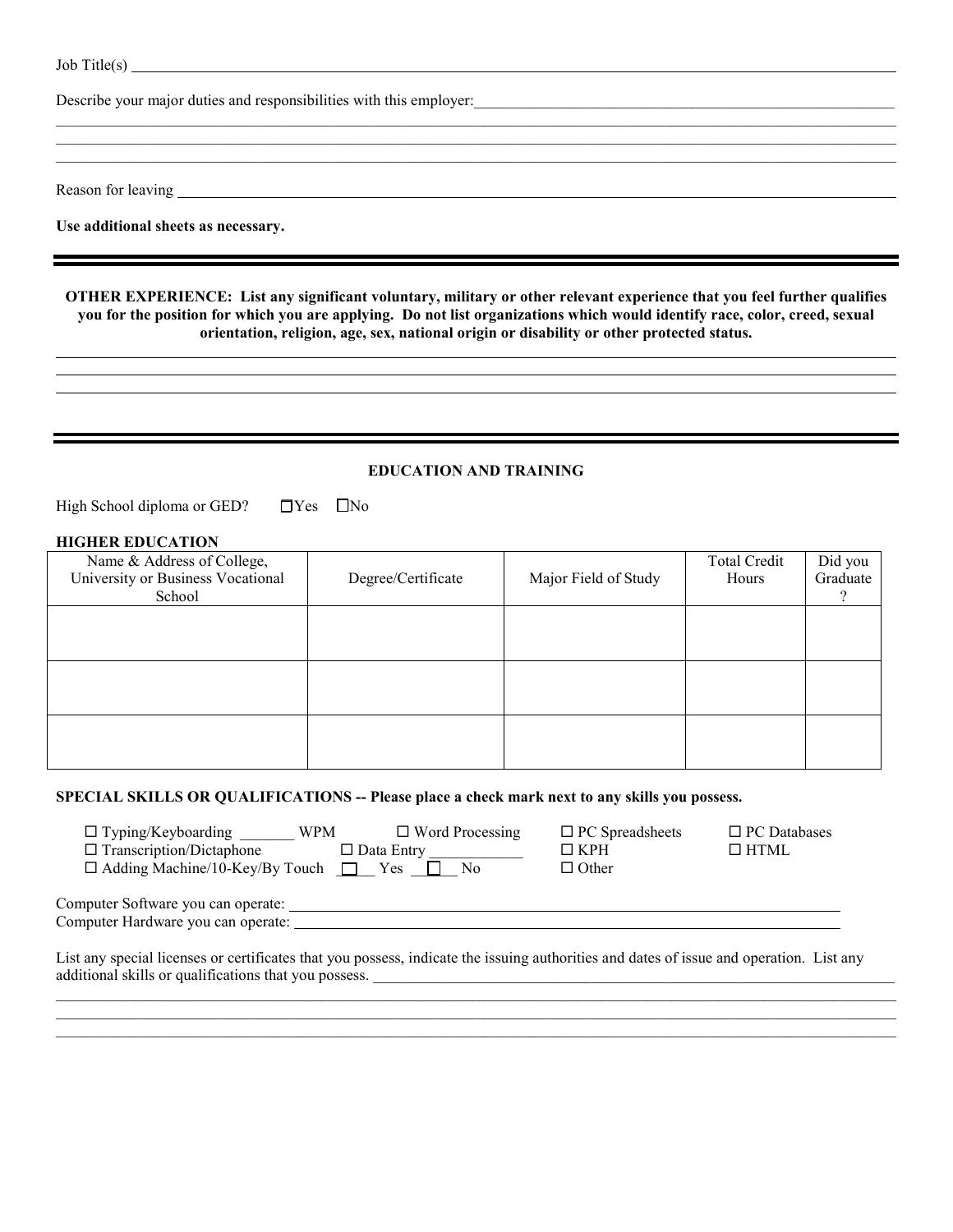Job Title(s) ____________________________________________

Describe your major duties and responsibilities with this employer: ____________________________________________

____________________________________________

____________________________________________

____________________________________________

Reason for leaving ____________________________________________

**Use additional sheets as necessary.**

---

**OTHER EXPERIENCE: List any significant voluntary, military or other relevant experience that you feel further qualifies you for the position for which you are applying. Do not list organizations which would identify race, color, creed, sexual orientation, religion, age, sex, national origin or disability or other protected status.**

____________________________________________

____________________________________________

____________________________________________

---

## EDUCATION AND TRAINING

High School diploma or GED? ☐Yes ☐No

**HIGHER EDUCATION**

| Name & Address of College, University or Business Vocational School | Degree/Certificate | Major Field of Study | Total Credit Hours | Did you Graduate ? |
|---|---|---|---|---|
| | | | | |
| | | | | |
| | | | | |

**SPECIAL SKILLS OR QUALIFICATIONS -- Please place a check mark next to any skills you possess.**

☐ Typing/Keyboarding _______ WPM ☐ Word Processing ☐ PC Spreadsheets ☐ PC Databases
☐ Transcription/Dictaphone ☐ Data Entry ____________ ☐ KPH ☐ HTML
☐ Adding Machine/10-Key/By Touch ☐ Yes ☐ No ☐ Other

Computer Software you can operate: ____________________________________________
Computer Hardware you can operate: ____________________________________________

List any special licenses or certificates that you possess, indicate the issuing authorities and dates of issue and operation. List any additional skills or qualifications that you possess. ____________________________________________

____________________________________________

____________________________________________

____________________________________________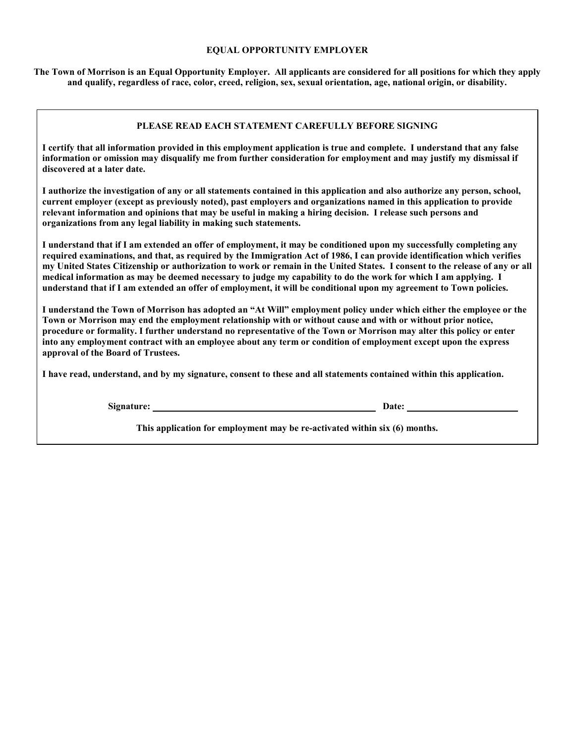## EQUAL OPPORTUNITY EMPLOYER

**The Town of Morrison is an Equal Opportunity Employer. All applicants are considered for all positions for which they apply and qualify, regardless of race, color, creed, religion, sex, sexual orientation, age, national origin, or disability.**

### PLEASE READ EACH STATEMENT CAREFULLY BEFORE SIGNING

**I certify that all information provided in this employment application is true and complete. I understand that any false information or omission may disqualify me from further consideration for employment and may justify my dismissal if discovered at a later date.**

**I authorize the investigation of any or all statements contained in this application and also authorize any person, school, current employer (except as previously noted), past employers and organizations named in this application to provide relevant information and opinions that may be useful in making a hiring decision. I release such persons and organizations from any legal liability in making such statements.**

**I understand that if I am extended an offer of employment, it may be conditioned upon my successfully completing any required examinations, and that, as required by the Immigration Act of 1986, I can provide identification which verifies my United States Citizenship or authorization to work or remain in the United States. I consent to the release of any or all medical information as may be deemed necessary to judge my capability to do the work for which I am applying. I understand that if I am extended an offer of employment, it will be conditional upon my agreement to Town policies.**

**I understand the Town of Morrison has adopted an "At Will" employment policy under which either the employee or the Town or Morrison may end the employment relationship with or without cause and with or without prior notice, procedure or formality. I further understand no representative of the Town or Morrison may alter this policy or enter into any employment contract with an employee about any term or condition of employment except upon the express approval of the Board of Trustees.**

**I have read, understand, and by my signature, consent to these and all statements contained within this application.**

**Signature:** \_\_\_\_\_\_\_\_\_\_\_\_\_\_\_\_\_\_\_\_\_\_\_\_\_\_\_\_\_\_\_\_\_\_\_\_ **Date:** \_\_\_\_\_\_\_\_\_\_\_\_\_\_\_\_\_\_

**This application for employment may be re-activated within six (6) months.**